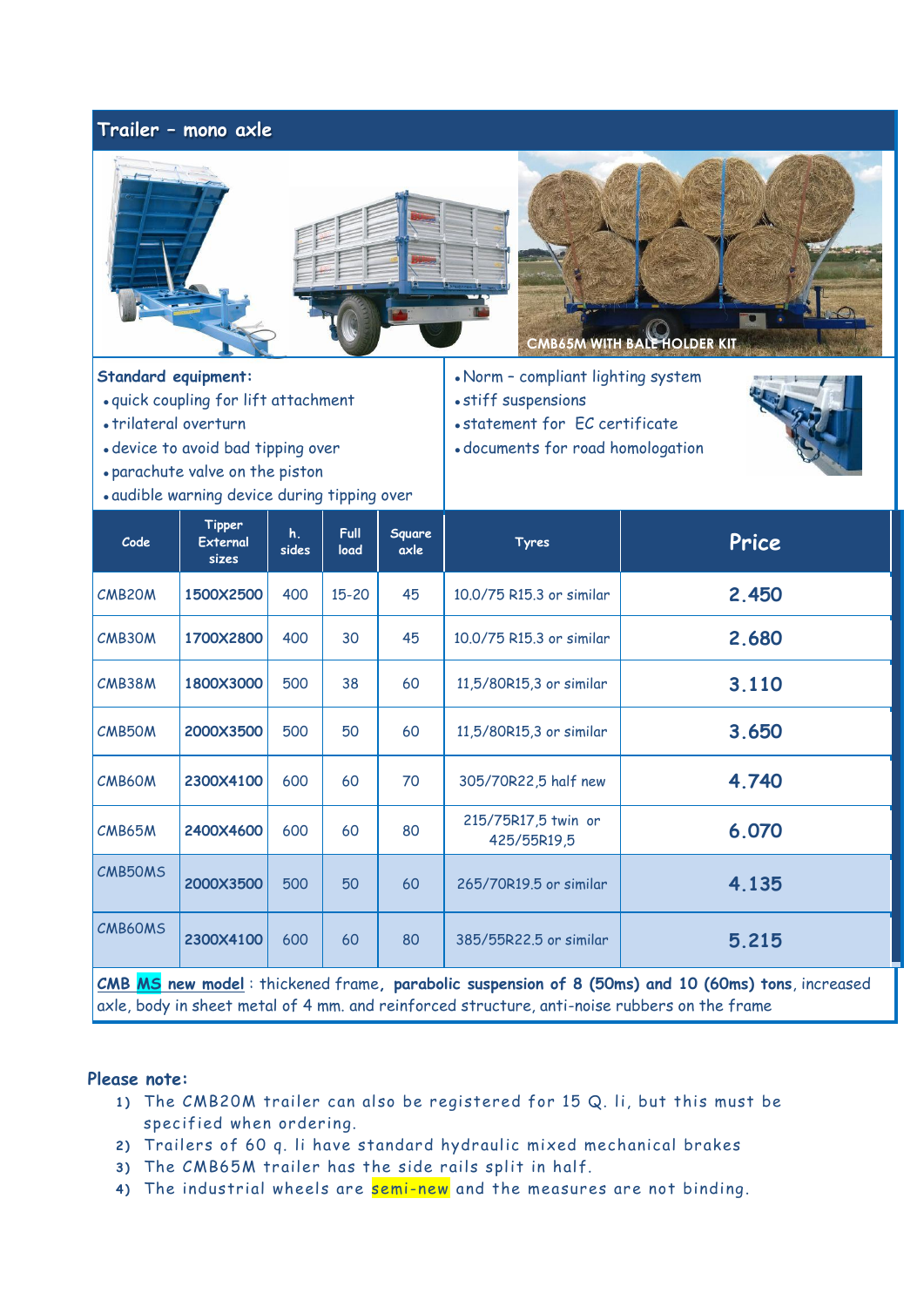## Trailer – mono axle

CMB65M WITH BALE HOLDER KIT

**Standard equipment:**

- quick coupling for lift attachment
- trilateral overturn
- device to avoid bad tipping over
- parachute valve on the piston
- audible warning device during tipping over
- Norm – compliant lighting system
- stiff suspensions
- statement for EC certificate
- documents for road homologation

| Code | Tipper External sizes | h. sides | Full load | Square axle | Tyres | Price |
|---|---|---|---|---|---|---|
| CMB20M | **1500X2500** | 400 | 15-20 | 45 | 10.0/75 R15.3 or similar | **2.450** |
| CMB30M | **1700X2800** | 400 | 30 | 45 | 10.0/75 R15.3 or similar | **2.680** |
| CMB38M | **1800X3000** | 500 | 38 | 60 | 11,5/80R15,3 or similar | **3.110** |
| CMB50M | **2000X3500** | 500 | 50 | 60 | 11,5/80R15,3 or similar | **3.650** |
| CMB60M | **2300X4100** | 600 | 60 | 70 | 305/70R22,5 half new | **4.740** |
| CMB65M | **2400X4600** | 600 | 60 | 80 | 215/75R17,5 twin or 425/55R19,5 | **6.070** |
| CMB50MS | **2000X3500** | 500 | 50 | 60 | 265/70R19.5 or similar | **4.135** |
| CMB60MS | **2300X4100** | 600 | 60 | 80 | 385/55R22.5 or similar | **5.215** |

**CMB MS new model** : thickened frame**, parabolic suspension of 8 (50ms) and 10 (60ms) tons**, increased axle, body in sheet metal of 4 mm. and reinforced structure, anti-noise rubbers on the frame

**Please note:**

1) The CMB20M trailer can also be registered for 15 Q. li, but this must be specified when ordering.
2) Trailers of 60 q. li have standard hydraulic mixed mechanical brakes
3) The CMB65M trailer has the side rails split in half.
4) The industrial wheels are semi-new and the measures are not binding.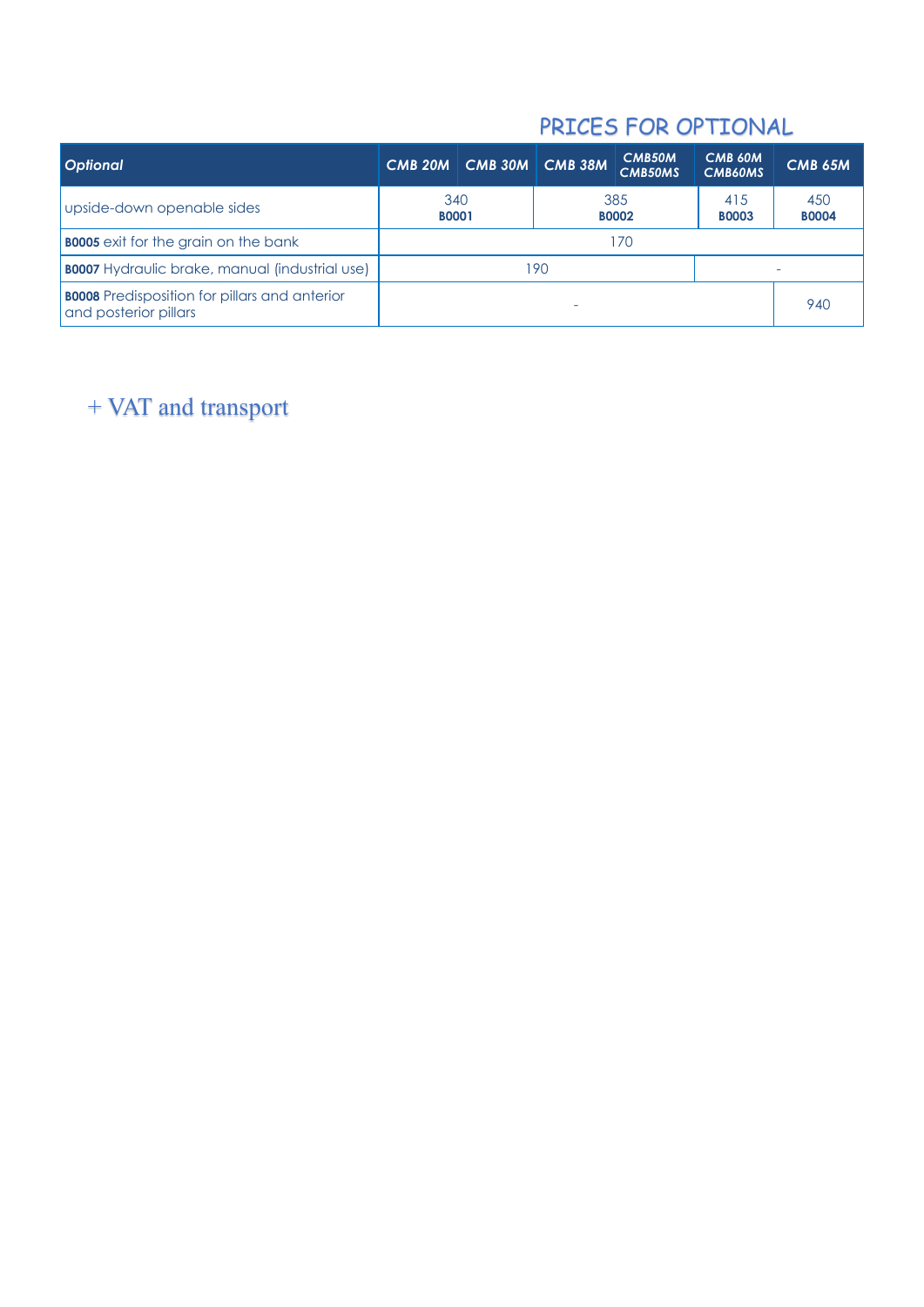## PRICES FOR OPTIONAL

| *Optional* | *CMB 20M* | *CMB 30M* | *CMB 38M* | *CMB50M CMB50MS* | *CMB 60M CMB60MS* | *CMB 65M* |
|---|---|---|---|---|---|---|
| upside-down openable sides | 340 **B0001** | | 385 **B0002** | | 415 **B0003** | 450 **B0004** |
| **B0005** exit for the grain on the bank | 170 | | | | | |
| **B0007** Hydraulic brake, manual (industrial use) | 190 | | | | - | |
| **B0008** Predisposition for pillars and anterior and posterior pillars | - | | | | | 940 |

+ VAT and transport